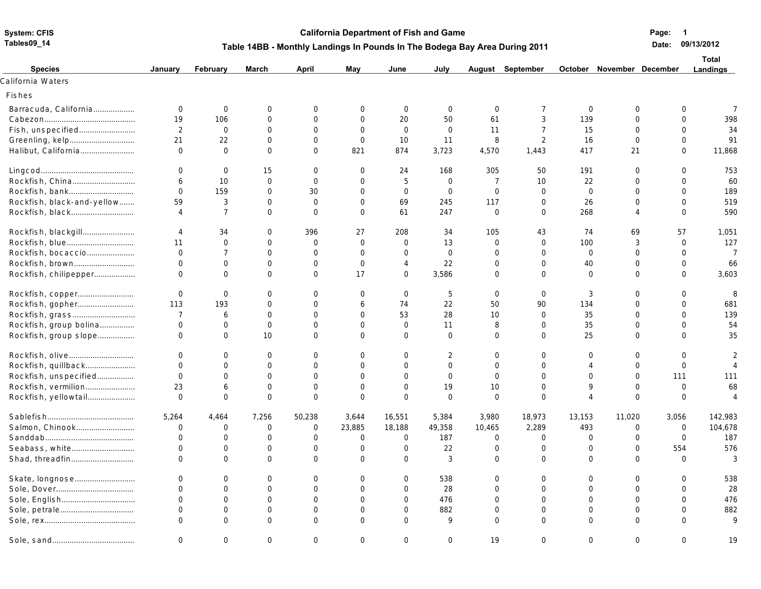System: CFIS
Tables09_14

# California Department of Fish and Game

## Table 14BB - Monthly Landings In Pounds In The Bodega Bay Area During 2011

Date: 09/13/2012

| Species | January | February | March | April | May | June | July | August | September | October | November | December | Total Landings |
|---|---|---|---|---|---|---|---|---|---|---|---|---|---|
| **California Waters** | | | | | | | | | | | | | |
| **Fishes** | | | | | | | | | | | | | |
| Barracuda, California | 0 | 0 | 0 | 0 | 0 | 0 | 0 | 0 | 7 | 0 | 0 | 0 | 7 |
| Cabezon | 19 | 106 | 0 | 0 | 0 | 20 | 50 | 61 | 3 | 139 | 0 | 0 | 398 |
| Fish, unspecified | 2 | 0 | 0 | 0 | 0 | 0 | 0 | 11 | 7 | 15 | 0 | 0 | 34 |
| Greenling, kelp | 21 | 22 | 0 | 0 | 0 | 10 | 11 | 8 | 2 | 16 | 0 | 0 | 91 |
| Halibut, California | 0 | 0 | 0 | 0 | 821 | 874 | 3,723 | 4,570 | 1,443 | 417 | 21 | 0 | 11,868 |
| Lingcod | 0 | 0 | 15 | 0 | 0 | 24 | 168 | 305 | 50 | 191 | 0 | 0 | 753 |
| Rockfish, China | 6 | 10 | 0 | 0 | 0 | 5 | 0 | 7 | 10 | 22 | 0 | 0 | 60 |
| Rockfish, bank | 0 | 159 | 0 | 30 | 0 | 0 | 0 | 0 | 0 | 0 | 0 | 0 | 189 |
| Rockfish, black-and-yellow | 59 | 3 | 0 | 0 | 0 | 69 | 245 | 117 | 0 | 26 | 0 | 0 | 519 |
| Rockfish, black | 4 | 7 | 0 | 0 | 0 | 61 | 247 | 0 | 0 | 268 | 4 | 0 | 590 |
| Rockfish, blackgill | 4 | 34 | 0 | 396 | 27 | 208 | 34 | 105 | 43 | 74 | 69 | 57 | 1,051 |
| Rockfish, blue | 11 | 0 | 0 | 0 | 0 | 0 | 13 | 0 | 0 | 100 | 3 | 0 | 127 |
| Rockfish, bocaccio | 0 | 7 | 0 | 0 | 0 | 0 | 0 | 0 | 0 | 0 | 0 | 0 | 7 |
| Rockfish, brown | 0 | 0 | 0 | 0 | 0 | 4 | 22 | 0 | 0 | 40 | 0 | 0 | 66 |
| Rockfish, chilipepper | 0 | 0 | 0 | 0 | 17 | 0 | 3,586 | 0 | 0 | 0 | 0 | 0 | 3,603 |
| Rockfish, copper | 0 | 0 | 0 | 0 | 0 | 0 | 5 | 0 | 0 | 3 | 0 | 0 | 8 |
| Rockfish, gopher | 113 | 193 | 0 | 0 | 6 | 74 | 22 | 50 | 90 | 134 | 0 | 0 | 681 |
| Rockfish, grass | 7 | 6 | 0 | 0 | 0 | 53 | 28 | 10 | 0 | 35 | 0 | 0 | 139 |
| Rockfish, group bolina | 0 | 0 | 0 | 0 | 0 | 0 | 11 | 8 | 0 | 35 | 0 | 0 | 54 |
| Rockfish, group slope | 0 | 0 | 10 | 0 | 0 | 0 | 0 | 0 | 0 | 25 | 0 | 0 | 35 |
| Rockfish, olive | 0 | 0 | 0 | 0 | 0 | 0 | 2 | 0 | 0 | 0 | 0 | 0 | 2 |
| Rockfish, quillback | 0 | 0 | 0 | 0 | 0 | 0 | 0 | 0 | 0 | 4 | 0 | 0 | 4 |
| Rockfish, unspecified | 0 | 0 | 0 | 0 | 0 | 0 | 0 | 0 | 0 | 0 | 0 | 111 | 111 |
| Rockfish, vermilion | 23 | 6 | 0 | 0 | 0 | 0 | 19 | 10 | 0 | 9 | 0 | 0 | 68 |
| Rockfish, yellowtail | 0 | 0 | 0 | 0 | 0 | 0 | 0 | 0 | 0 | 4 | 0 | 0 | 4 |
| Sablefish | 5,264 | 4,464 | 7,256 | 50,238 | 3,644 | 16,551 | 5,384 | 3,980 | 18,973 | 13,153 | 11,020 | 3,056 | 142,983 |
| Salmon, Chinook | 0 | 0 | 0 | 0 | 23,885 | 18,188 | 49,358 | 10,465 | 2,289 | 493 | 0 | 0 | 104,678 |
| Sanddab | 0 | 0 | 0 | 0 | 0 | 0 | 187 | 0 | 0 | 0 | 0 | 0 | 187 |
| Seabass, white | 0 | 0 | 0 | 0 | 0 | 0 | 22 | 0 | 0 | 0 | 0 | 554 | 576 |
| Shad, threadfin | 0 | 0 | 0 | 0 | 0 | 0 | 3 | 0 | 0 | 0 | 0 | 0 | 3 |
| Skate, longnose | 0 | 0 | 0 | 0 | 0 | 0 | 538 | 0 | 0 | 0 | 0 | 0 | 538 |
| Sole, Dover | 0 | 0 | 0 | 0 | 0 | 0 | 28 | 0 | 0 | 0 | 0 | 0 | 28 |
| Sole, English | 0 | 0 | 0 | 0 | 0 | 0 | 476 | 0 | 0 | 0 | 0 | 0 | 476 |
| Sole, petrale | 0 | 0 | 0 | 0 | 0 | 0 | 882 | 0 | 0 | 0 | 0 | 0 | 882 |
| Sole, rex | 0 | 0 | 0 | 0 | 0 | 0 | 9 | 0 | 0 | 0 | 0 | 0 | 9 |
| Sole, sand | 0 | 0 | 0 | 0 | 0 | 0 | 0 | 19 | 0 | 0 | 0 | 0 | 19 |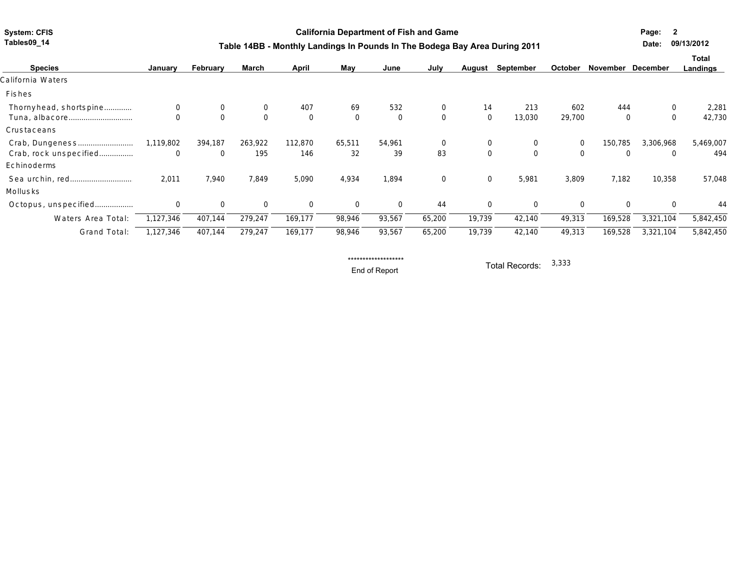System: CFIS
Tables09_14

**California Department of Fish and Game**

**Table 14BB - Monthly Landings In Pounds In The Bodega Bay Area During 2011**

Date: 09/13/2012

| Species | January | February | March | April | May | June | July | August | September | October | November | December | Total Landings |
|---|---|---|---|---|---|---|---|---|---|---|---|---|---|
| California Waters | | | | | | | | | | | | | |
| Fishes | | | | | | | | | | | | | |
| Thornyhead, shortspine............ | 0 | 0 | 0 | 407 | 69 | 532 | 0 | 14 | 213 | 602 | 444 | 0 | 2,281 |
| Tuna, albacore............................. | 0 | 0 | 0 | 0 | 0 | 0 | 0 | 0 | 13,030 | 29,700 | 0 | 0 | 42,730 |
| Crustaceans | | | | | | | | | | | | | |
| Crab, Dungeness.......................... | 1,119,802 | 394,187 | 263,922 | 112,870 | 65,511 | 54,961 | 0 | 0 | 0 | 0 | 150,785 | 3,306,968 | 5,469,007 |
| Crab, rock unspecified............... | 0 | 0 | 195 | 146 | 32 | 39 | 83 | 0 | 0 | 0 | 0 | 0 | 494 |
| Echinoderms | | | | | | | | | | | | | |
| Sea urchin, red............................ | 2,011 | 7,940 | 7,849 | 5,090 | 4,934 | 1,894 | 0 | 0 | 5,981 | 3,809 | 7,182 | 10,358 | 57,048 |
| Mollusks | | | | | | | | | | | | | |
| Octopus, unspecified................. | 0 | 0 | 0 | 0 | 0 | 0 | 44 | 0 | 0 | 0 | 0 | 0 | 44 |
| Waters Area Total: | 1,127,346 | 407,144 | 279,247 | 169,177 | 98,946 | 93,567 | 65,200 | 19,739 | 42,140 | 49,313 | 169,528 | 3,321,104 | 5,842,450 |
| Grand Total: | 1,127,346 | 407,144 | 279,247 | 169,177 | 98,946 | 93,567 | 65,200 | 19,739 | 42,140 | 49,313 | 169,528 | 3,321,104 | 5,842,450 |

*******************

End of Report

Total Records: 3,333